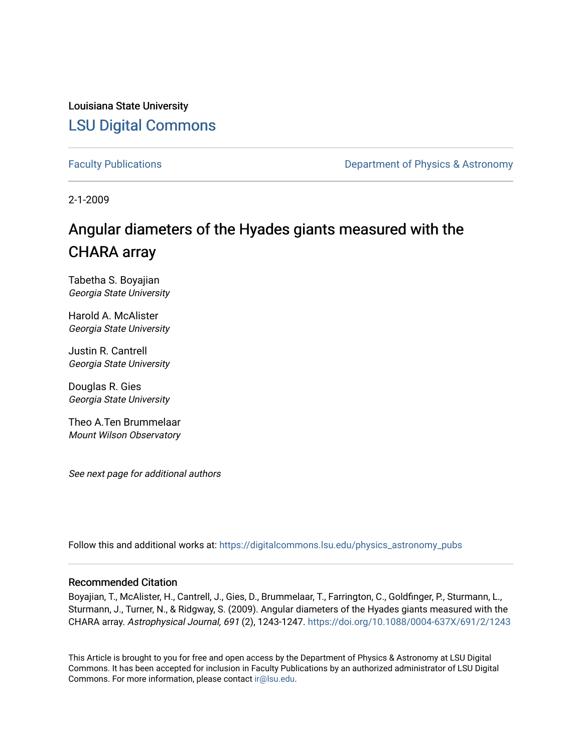Louisiana State University

# LSU Digital Commons

Faculty Publications

Department of Physics & Astronomy

2-1-2009

## Angular diameters of the Hyades giants measured with the CHARA array

Tabetha S. Boyajian
*Georgia State University*

Harold A. McAlister
*Georgia State University*

Justin R. Cantrell
*Georgia State University*

Douglas R. Gies
*Georgia State University*

Theo A.Ten Brummelaar
*Mount Wilson Observatory*

*See next page for additional authors*

Follow this and additional works at: https://digitalcommons.lsu.edu/physics_astronomy_pubs

### Recommended Citation

Boyajian, T., McAlister, H., Cantrell, J., Gies, D., Brummelaar, T., Farrington, C., Goldfinger, P., Sturmann, L., Sturmann, J., Turner, N., & Ridgway, S. (2009). Angular diameters of the Hyades giants measured with the CHARA array. *Astrophysical Journal, 691* (2), 1243-1247. https://doi.org/10.1088/0004-637X/691/2/1243

This Article is brought to you for free and open access by the Department of Physics & Astronomy at LSU Digital Commons. It has been accepted for inclusion in Faculty Publications by an authorized administrator of LSU Digital Commons. For more information, please contact ir@lsu.edu.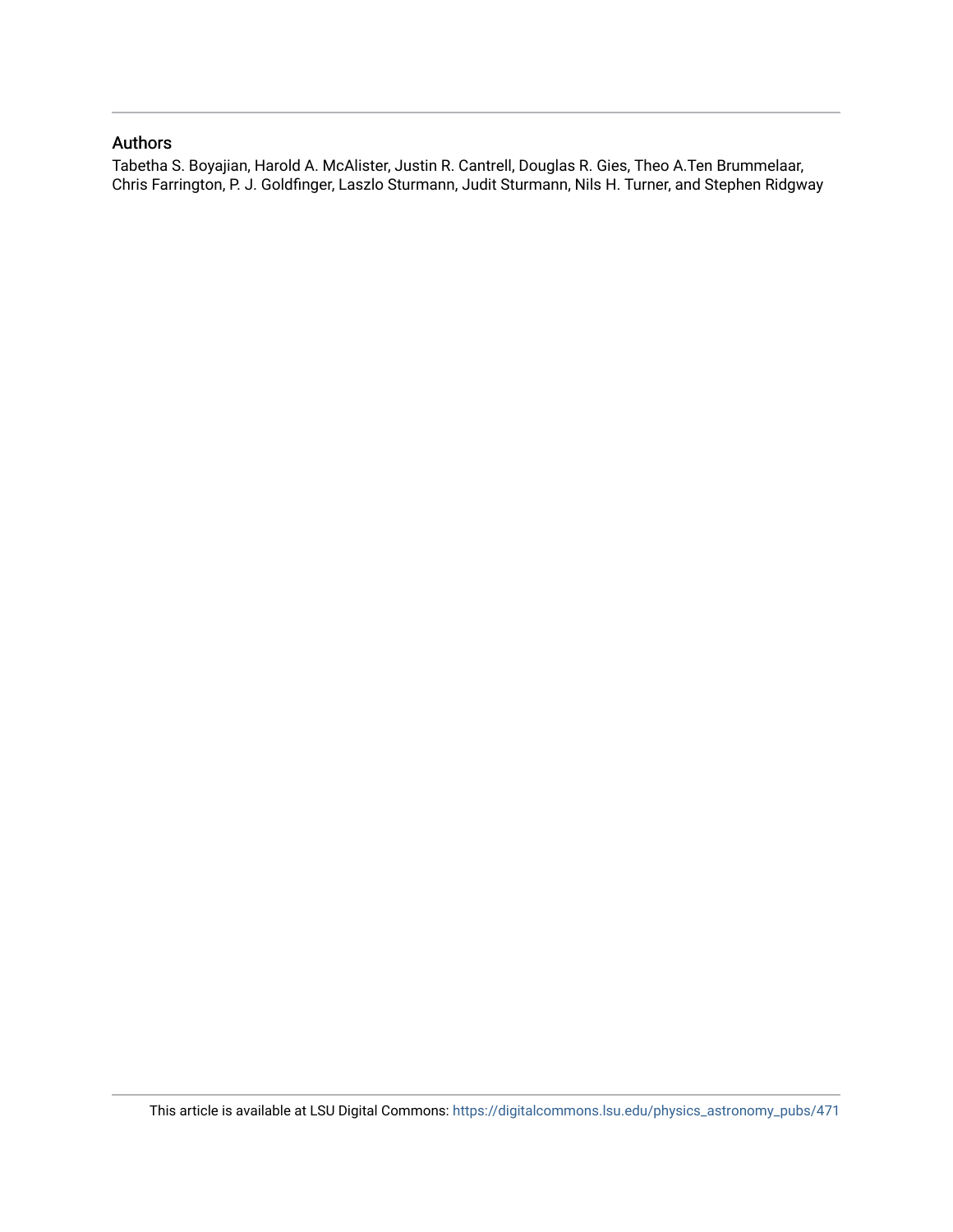## Authors

Tabetha S. Boyajian, Harold A. McAlister, Justin R. Cantrell, Douglas R. Gies, Theo A.Ten Brummelaar, Chris Farrington, P. J. Goldfinger, Laszlo Sturmann, Judit Sturmann, Nils H. Turner, and Stephen Ridgway

This article is available at LSU Digital Commons: https://digitalcommons.lsu.edu/physics_astronomy_pubs/471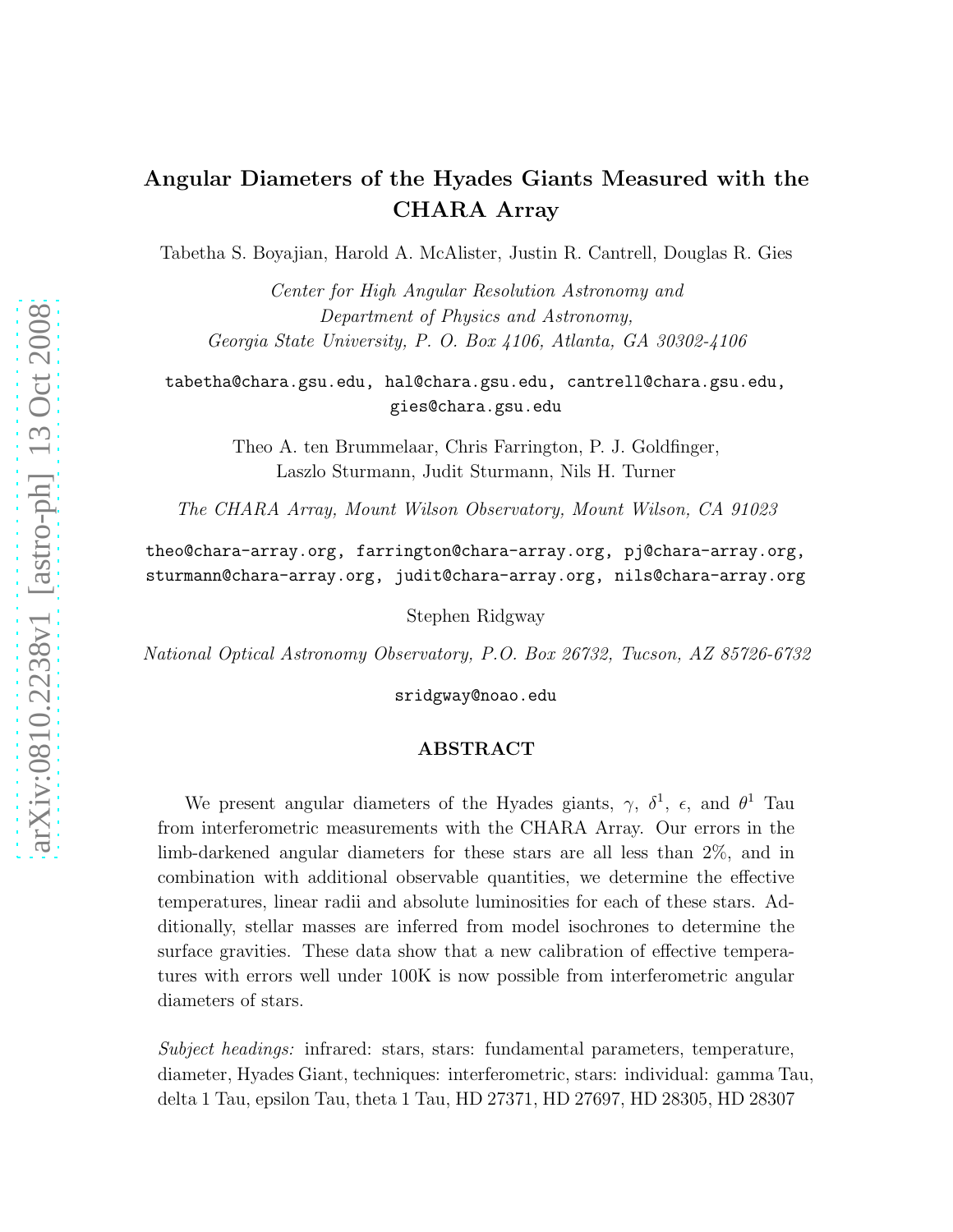# Angular Diameters of the Hyades Giants Measured with the CHARA Array

Tabetha S. Boyajian, Harold A. McAlister, Justin R. Cantrell, Douglas R. Gies

*Center for High Angular Resolution Astronomy and*
*Department of Physics and Astronomy,*
*Georgia State University, P. O. Box 4106, Atlanta, GA 30302-4106*

tabetha@chara.gsu.edu, hal@chara.gsu.edu, cantrell@chara.gsu.edu, gies@chara.gsu.edu

Theo A. ten Brummelaar, Chris Farrington, P. J. Goldfinger, Laszlo Sturmann, Judit Sturmann, Nils H. Turner

*The CHARA Array, Mount Wilson Observatory, Mount Wilson, CA 91023*

theo@chara-array.org, farrington@chara-array.org, pj@chara-array.org, sturmann@chara-array.org, judit@chara-array.org, nils@chara-array.org

Stephen Ridgway

*National Optical Astronomy Observatory, P.O. Box 26732, Tucson, AZ 85726-6732*

sridgway@noao.edu

## ABSTRACT

We present angular diameters of the Hyades giants, $\gamma$, $\delta^1$, $\epsilon$, and $\theta^1$ Tau from interferometric measurements with the CHARA Array. Our errors in the limb-darkened angular diameters for these stars are all less than 2%, and in combination with additional observable quantities, we determine the effective temperatures, linear radii and absolute luminosities for each of these stars. Additionally, stellar masses are inferred from model isochrones to determine the surface gravities. These data show that a new calibration of effective temperatures with errors well under 100K is now possible from interferometric angular diameters of stars.

*Subject headings:* infrared: stars, stars: fundamental parameters, temperature, diameter, Hyades Giant, techniques: interferometric, stars: individual: gamma Tau, delta 1 Tau, epsilon Tau, theta 1 Tau, HD 27371, HD 27697, HD 28305, HD 28307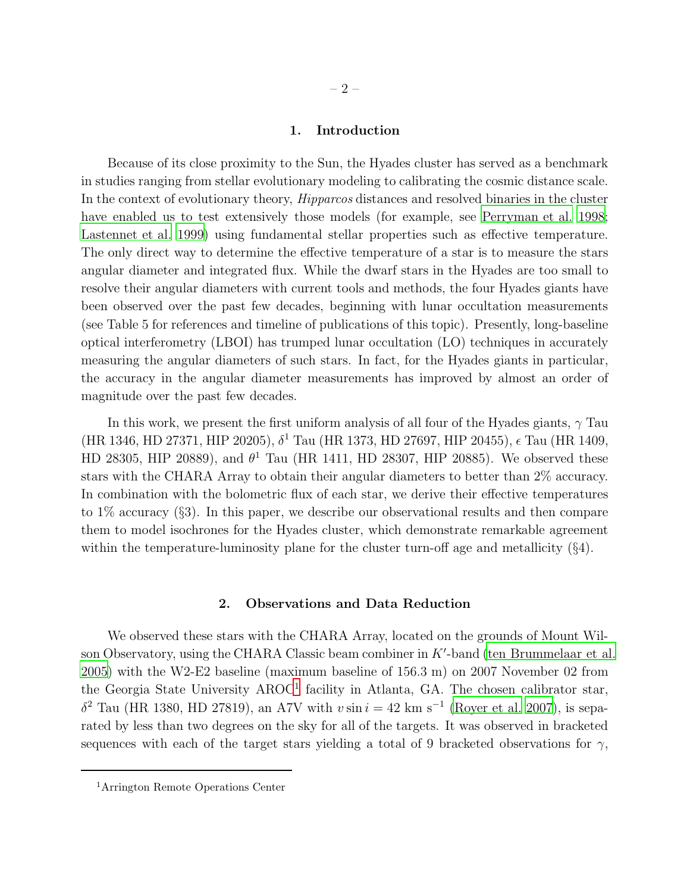## 1. Introduction

Because of its close proximity to the Sun, the Hyades cluster has served as a benchmark in studies ranging from stellar evolutionary modeling to calibrating the cosmic distance scale. In the context of evolutionary theory, *Hipparcos* distances and resolved binaries in the cluster have enabled us to test extensively those models (for example, see Perryman et al. 1998; Lastennet et al. 1999) using fundamental stellar properties such as effective temperature. The only direct way to determine the effective temperature of a star is to measure the stars angular diameter and integrated flux. While the dwarf stars in the Hyades are too small to resolve their angular diameters with current tools and methods, the four Hyades giants have been observed over the past few decades, beginning with lunar occultation measurements (see Table 5 for references and timeline of publications of this topic). Presently, long-baseline optical interferometry (LBOI) has trumped lunar occultation (LO) techniques in accurately measuring the angular diameters of such stars. In fact, for the Hyades giants in particular, the accuracy in the angular diameter measurements has improved by almost an order of magnitude over the past few decades.

In this work, we present the first uniform analysis of all four of the Hyades giants, $\gamma$ Tau (HR 1346, HD 27371, HIP 20205), $\delta^1$ Tau (HR 1373, HD 27697, HIP 20455), $\epsilon$ Tau (HR 1409, HD 28305, HIP 20889), and $\theta^1$ Tau (HR 1411, HD 28307, HIP 20885). We observed these stars with the CHARA Array to obtain their angular diameters to better than 2% accuracy. In combination with the bolometric flux of each star, we derive their effective temperatures to 1% accuracy (§3). In this paper, we describe our observational results and then compare them to model isochrones for the Hyades cluster, which demonstrate remarkable agreement within the temperature-luminosity plane for the cluster turn-off age and metallicity (§4).

## 2. Observations and Data Reduction

We observed these stars with the CHARA Array, located on the grounds of Mount Wilson Observatory, using the CHARA Classic beam combiner in $K'$-band (ten Brummelaar et al. 2005) with the W2-E2 baseline (maximum baseline of 156.3 m) on 2007 November 02 from the Georgia State University AROC[1] facility in Atlanta, GA. The chosen calibrator star, $\delta^2$ Tau (HR 1380, HD 27819), an A7V with $v \sin i = 42$ km s$^{-1}$ (Royer et al. 2007), is separated by less than two degrees on the sky for all of the targets. It was observed in bracketed sequences with each of the target stars yielding a total of 9 bracketed observations for $\gamma$,

[1] Arrington Remote Operations Center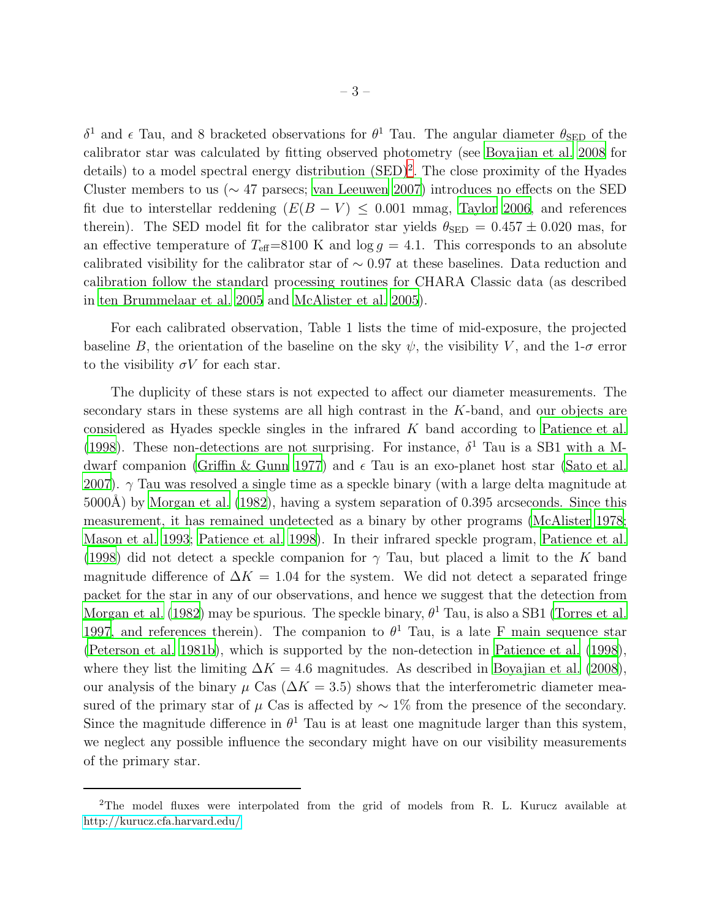$\delta^1$ and $\epsilon$ Tau, and 8 bracketed observations for $\theta^1$ Tau. The angular diameter $\theta_{\rm SED}$ of the calibrator star was calculated by fitting observed photometry (see Boyajian et al. 2008 for details) to a model spectral energy distribution (SED)[2]. The close proximity of the Hyades Cluster members to us ($\sim$ 47 parsecs; van Leeuwen 2007) introduces no effects on the SED fit due to interstellar reddening ($E(B-V) \leq 0.001$ mmag, Taylor 2006, and references therein). The SED model fit for the calibrator star yields $\theta_{\rm SED} = 0.457 \pm 0.020$ mas, for an effective temperature of $T_{\rm eff}$=8100 K and $\log g = 4.1$. This corresponds to an absolute calibrated visibility for the calibrator star of $\sim 0.97$ at these baselines. Data reduction and calibration follow the standard processing routines for CHARA Classic data (as described in ten Brummelaar et al. 2005 and McAlister et al. 2005).

For each calibrated observation, Table 1 lists the time of mid-exposure, the projected baseline $B$, the orientation of the baseline on the sky $\psi$, the visibility $V$, and the 1-$\sigma$ error to the visibility $\sigma V$ for each star.

The duplicity of these stars is not expected to affect our diameter measurements. The secondary stars in these systems are all high contrast in the $K$-band, and our objects are considered as Hyades speckle singles in the infrared $K$ band according to Patience et al. (1998). These non-detections are not surprising. For instance, $\delta^1$ Tau is a SB1 with a M-dwarf companion (Griffin & Gunn 1977) and $\epsilon$ Tau is an exo-planet host star (Sato et al. 2007). $\gamma$ Tau was resolved a single time as a speckle binary (with a large delta magnitude at 5000Å) by Morgan et al. (1982), having a system separation of 0.395 arcseconds. Since this measurement, it has remained undetected as a binary by other programs (McAlister 1978; Mason et al. 1993; Patience et al. 1998). In their infrared speckle program, Patience et al. (1998) did not detect a speckle companion for $\gamma$ Tau, but placed a limit to the $K$ band magnitude difference of $\Delta K = 1.04$ for the system. We did not detect a separated fringe packet for the star in any of our observations, and hence we suggest that the detection from Morgan et al. (1982) may be spurious. The speckle binary, $\theta^1$ Tau, is also a SB1 (Torres et al. 1997, and references therein). The companion to $\theta^1$ Tau, is a late F main sequence star (Peterson et al. 1981b), which is supported by the non-detection in Patience et al. (1998), where they list the limiting $\Delta K = 4.6$ magnitudes. As described in Boyajian et al. (2008), our analysis of the binary $\mu$ Cas ($\Delta K = 3.5$) shows that the interferometric diameter measured of the primary star of $\mu$ Cas is affected by $\sim 1\%$ from the presence of the secondary. Since the magnitude difference in $\theta^1$ Tau is at least one magnitude larger than this system, we neglect any possible influence the secondary might have on our visibility measurements of the primary star.

---

[2] The model fluxes were interpolated from the grid of models from R. L. Kurucz available at http://kurucz.cfa.harvard.edu/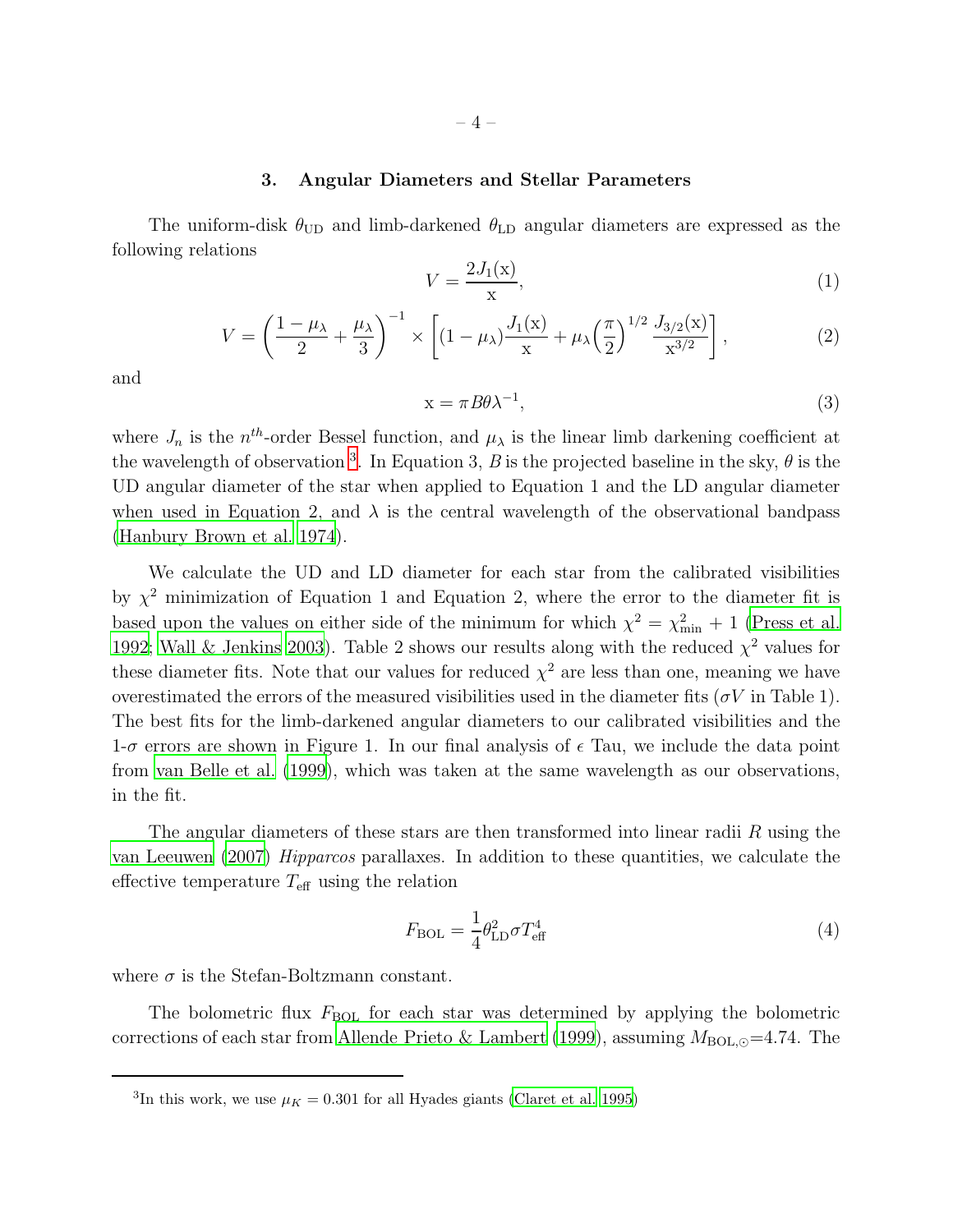## 3. Angular Diameters and Stellar Parameters

The uniform-disk $\theta_{\rm UD}$ and limb-darkened $\theta_{\rm LD}$ angular diameters are expressed as the following relations

$$V = \frac{2J_1(\mathrm{x})}{\mathrm{x}}, \tag{1}$$

$$V = \left(\frac{1-\mu_\lambda}{2} + \frac{\mu_\lambda}{3}\right)^{-1} \times \left[(1-\mu_\lambda)\frac{J_1(\mathrm{x})}{\mathrm{x}} + \mu_\lambda \left(\frac{\pi}{2}\right)^{1/2} \frac{J_{3/2}(\mathrm{x})}{\mathrm{x}^{3/2}}\right], \tag{2}$$

and

$$\mathrm{x} = \pi B \theta \lambda^{-1}, \tag{3}$$

where $J_n$ is the $n^{th}$-order Bessel function, and $\mu_\lambda$ is the linear limb darkening coefficient at the wavelength of observation [3]. In Equation 3, $B$ is the projected baseline in the sky, $\theta$ is the UD angular diameter of the star when applied to Equation 1 and the LD angular diameter when used in Equation 2, and $\lambda$ is the central wavelength of the observational bandpass (Hanbury Brown et al. 1974).

We calculate the UD and LD diameter for each star from the calibrated visibilities by $\chi^2$ minimization of Equation 1 and Equation 2, where the error to the diameter fit is based upon the values on either side of the minimum for which $\chi^2 = \chi^2_{\rm min} + 1$ (Press et al. 1992; Wall & Jenkins 2003). Table 2 shows our results along with the reduced $\chi^2$ values for these diameter fits. Note that our values for reduced $\chi^2$ are less than one, meaning we have overestimated the errors of the measured visibilities used in the diameter fits ($\sigma V$ in Table 1). The best fits for the limb-darkened angular diameters to our calibrated visibilities and the 1-$\sigma$ errors are shown in Figure 1. In our final analysis of $\epsilon$ Tau, we include the data point from van Belle et al. (1999), which was taken at the same wavelength as our observations, in the fit.

The angular diameters of these stars are then transformed into linear radii $R$ using the van Leeuwen (2007) *Hipparcos* parallaxes. In addition to these quantities, we calculate the effective temperature $T_{\rm eff}$ using the relation

$$F_{\rm BOL} = \frac{1}{4}\theta_{\rm LD}^2 \sigma T_{\rm eff}^4 \tag{4}$$

where $\sigma$ is the Stefan-Boltzmann constant.

The bolometric flux $F_{\rm BOL}$ for each star was determined by applying the bolometric corrections of each star from Allende Prieto & Lambert (1999), assuming $M_{\rm BOL,\odot}$=4.74. The

[3] In this work, we use $\mu_K = 0.301$ for all Hyades giants (Claret et al. 1995)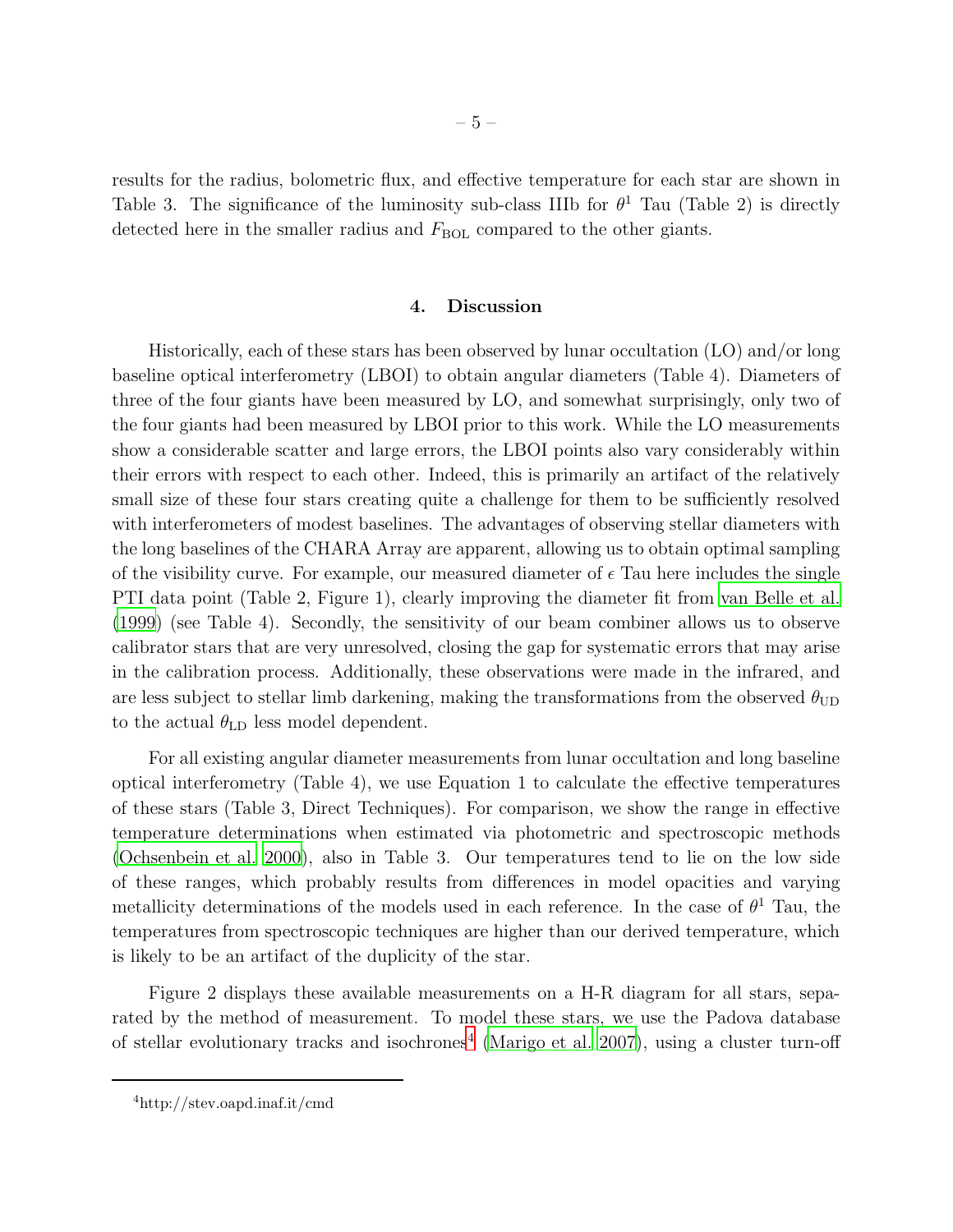results for the radius, bolometric flux, and effective temperature for each star are shown in Table 3. The significance of the luminosity sub-class IIIb for $\theta^1$ Tau (Table 2) is directly detected here in the smaller radius and $F_{\rm BOL}$ compared to the other giants.

## 4. Discussion

Historically, each of these stars has been observed by lunar occultation (LO) and/or long baseline optical interferometry (LBOI) to obtain angular diameters (Table 4). Diameters of three of the four giants have been measured by LO, and somewhat surprisingly, only two of the four giants had been measured by LBOI prior to this work. While the LO measurements show a considerable scatter and large errors, the LBOI points also vary considerably within their errors with respect to each other. Indeed, this is primarily an artifact of the relatively small size of these four stars creating quite a challenge for them to be sufficiently resolved with interferometers of modest baselines. The advantages of observing stellar diameters with the long baselines of the CHARA Array are apparent, allowing us to obtain optimal sampling of the visibility curve. For example, our measured diameter of $\epsilon$ Tau here includes the single PTI data point (Table 2, Figure 1), clearly improving the diameter fit from van Belle et al. (1999) (see Table 4). Secondly, the sensitivity of our beam combiner allows us to observe calibrator stars that are very unresolved, closing the gap for systematic errors that may arise in the calibration process. Additionally, these observations were made in the infrared, and are less subject to stellar limb darkening, making the transformations from the observed $\theta_{\rm UD}$ to the actual $\theta_{\rm LD}$ less model dependent.

For all existing angular diameter measurements from lunar occultation and long baseline optical interferometry (Table 4), we use Equation 1 to calculate the effective temperatures of these stars (Table 3, Direct Techniques). For comparison, we show the range in effective temperature determinations when estimated via photometric and spectroscopic methods (Ochsenbein et al. 2000), also in Table 3. Our temperatures tend to lie on the low side of these ranges, which probably results from differences in model opacities and varying metallicity determinations of the models used in each reference. In the case of $\theta^1$ Tau, the temperatures from spectroscopic techniques are higher than our derived temperature, which is likely to be an artifact of the duplicity of the star.

Figure 2 displays these available measurements on a H-R diagram for all stars, separated by the method of measurement. To model these stars, we use the Padova database of stellar evolutionary tracks and isochrones[4] (Marigo et al. 2007), using a cluster turn-off

[4] http://stev.oapd.inaf.it/cmd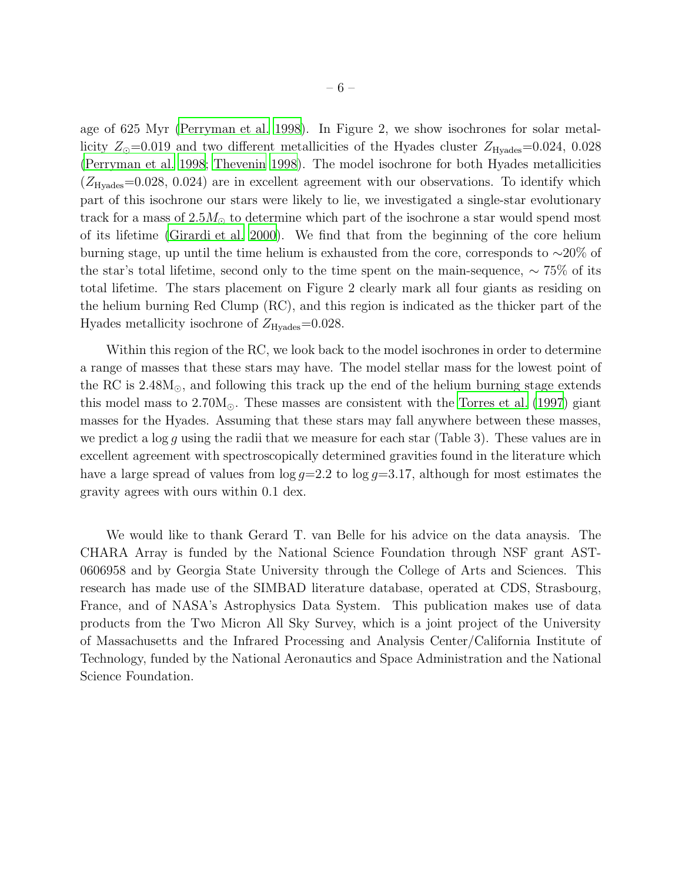age of 625 Myr (Perryman et al. 1998). In Figure 2, we show isochrones for solar metallicity $Z_{\odot}$=0.019 and two different metallicities of the Hyades cluster $Z_{\rm Hyades}$=0.024, 0.028 (Perryman et al. 1998; Thevenin 1998). The model isochrone for both Hyades metallicities ($Z_{\rm Hyades}$=0.028, 0.024) are in excellent agreement with our observations. To identify which part of this isochrone our stars were likely to lie, we investigated a single-star evolutionary track for a mass of $2.5M_{\odot}$ to determine which part of the isochrone a star would spend most of its lifetime (Girardi et al. 2000). We find that from the beginning of the core helium burning stage, up until the time helium is exhausted from the core, corresponds to ∼20% of the star's total lifetime, second only to the time spent on the main-sequence, ∼ 75% of its total lifetime. The stars placement on Figure 2 clearly mark all four giants as residing on the helium burning Red Clump (RC), and this region is indicated as the thicker part of the Hyades metallicity isochrone of $Z_{\rm Hyades}$=0.028.

Within this region of the RC, we look back to the model isochrones in order to determine a range of masses that these stars may have. The model stellar mass for the lowest point of the RC is 2.48M$_{\odot}$, and following this track up the end of the helium burning stage extends this model mass to 2.70M$_{\odot}$. These masses are consistent with the Torres et al. (1997) giant masses for the Hyades. Assuming that these stars may fall anywhere between these masses, we predict a $\log g$ using the radii that we measure for each star (Table 3). These values are in excellent agreement with spectroscopically determined gravities found in the literature which have a large spread of values from $\log g$=2.2 to $\log g$=3.17, although for most estimates the gravity agrees with ours within 0.1 dex.

We would like to thank Gerard T. van Belle for his advice on the data anaysis. The CHARA Array is funded by the National Science Foundation through NSF grant AST-0606958 and by Georgia State University through the College of Arts and Sciences. This research has made use of the SIMBAD literature database, operated at CDS, Strasbourg, France, and of NASA's Astrophysics Data System. This publication makes use of data products from the Two Micron All Sky Survey, which is a joint project of the University of Massachusetts and the Infrared Processing and Analysis Center/California Institute of Technology, funded by the National Aeronautics and Space Administration and the National Science Foundation.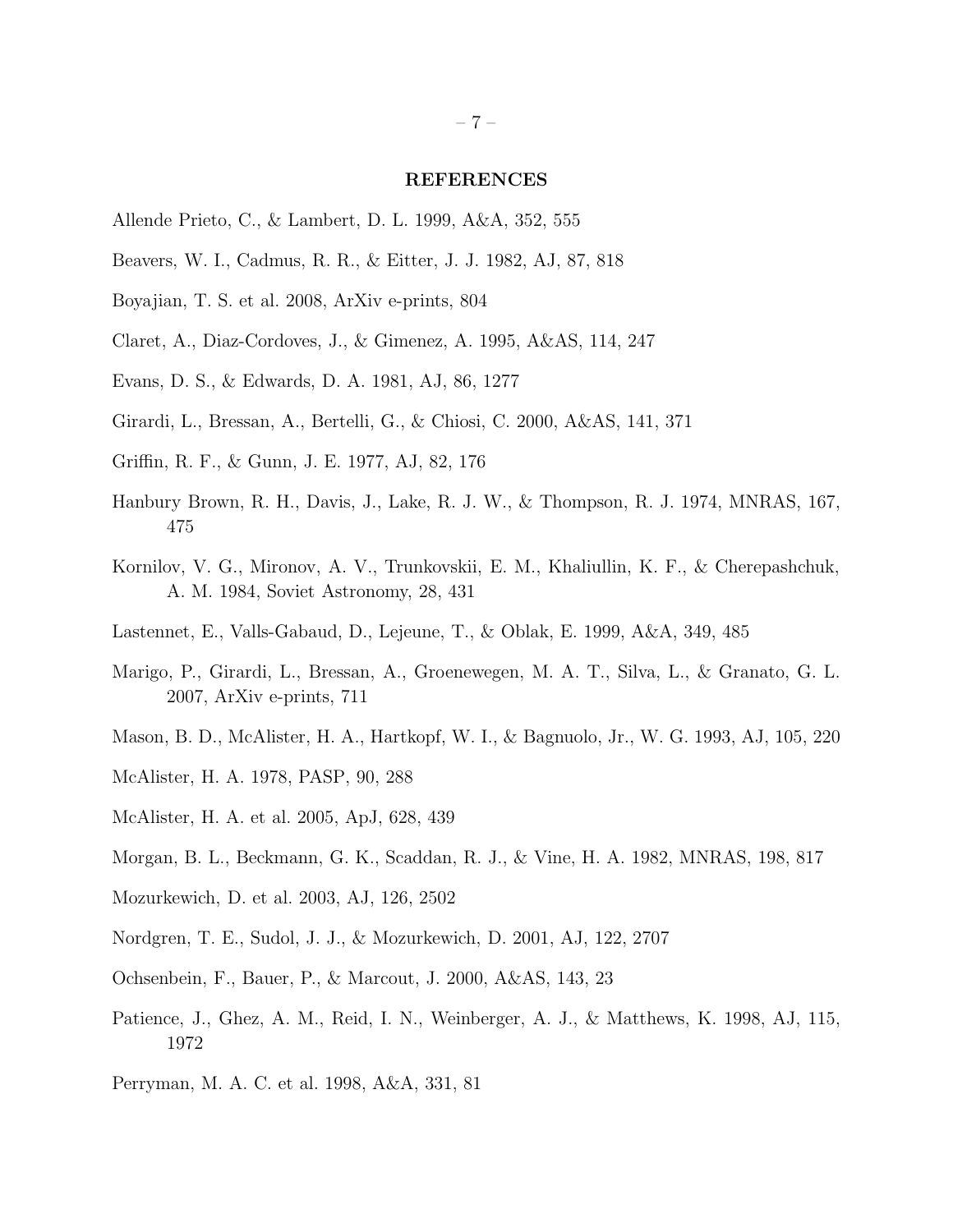## REFERENCES

Allende Prieto, C., & Lambert, D. L. 1999, A&A, 352, 555

Beavers, W. I., Cadmus, R. R., & Eitter, J. J. 1982, AJ, 87, 818

Boyajian, T. S. et al. 2008, ArXiv e-prints, 804

Claret, A., Diaz-Cordoves, J., & Gimenez, A. 1995, A&AS, 114, 247

Evans, D. S., & Edwards, D. A. 1981, AJ, 86, 1277

Girardi, L., Bressan, A., Bertelli, G., & Chiosi, C. 2000, A&AS, 141, 371

Griffin, R. F., & Gunn, J. E. 1977, AJ, 82, 176

Hanbury Brown, R. H., Davis, J., Lake, R. J. W., & Thompson, R. J. 1974, MNRAS, 167, 475

Kornilov, V. G., Mironov, A. V., Trunkovskii, E. M., Khaliullin, K. F., & Cherepashchuk, A. M. 1984, Soviet Astronomy, 28, 431

Lastennet, E., Valls-Gabaud, D., Lejeune, T., & Oblak, E. 1999, A&A, 349, 485

Marigo, P., Girardi, L., Bressan, A., Groenewegen, M. A. T., Silva, L., & Granato, G. L. 2007, ArXiv e-prints, 711

Mason, B. D., McAlister, H. A., Hartkopf, W. I., & Bagnuolo, Jr., W. G. 1993, AJ, 105, 220

McAlister, H. A. 1978, PASP, 90, 288

McAlister, H. A. et al. 2005, ApJ, 628, 439

Morgan, B. L., Beckmann, G. K., Scaddan, R. J., & Vine, H. A. 1982, MNRAS, 198, 817

Mozurkewich, D. et al. 2003, AJ, 126, 2502

Nordgren, T. E., Sudol, J. J., & Mozurkewich, D. 2001, AJ, 122, 2707

Ochsenbein, F., Bauer, P., & Marcout, J. 2000, A&AS, 143, 23

Patience, J., Ghez, A. M., Reid, I. N., Weinberger, A. J., & Matthews, K. 1998, AJ, 115, 1972

Perryman, M. A. C. et al. 1998, A&A, 331, 81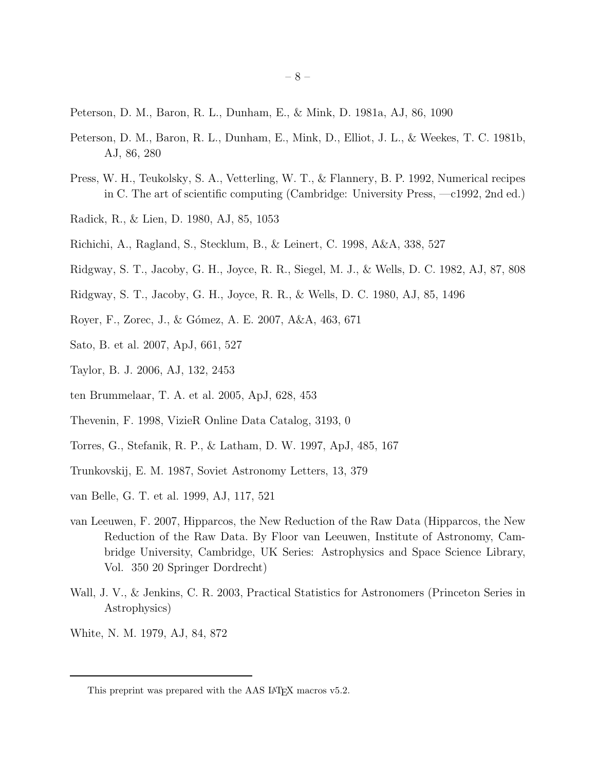Peterson, D. M., Baron, R. L., Dunham, E., & Mink, D. 1981a, AJ, 86, 1090

Peterson, D. M., Baron, R. L., Dunham, E., Mink, D., Elliot, J. L., & Weekes, T. C. 1981b, AJ, 86, 280

Press, W. H., Teukolsky, S. A., Vetterling, W. T., & Flannery, B. P. 1992, Numerical recipes in C. The art of scientific computing (Cambridge: University Press, —c1992, 2nd ed.)

Radick, R., & Lien, D. 1980, AJ, 85, 1053

Richichi, A., Ragland, S., Stecklum, B., & Leinert, C. 1998, A&A, 338, 527

Ridgway, S. T., Jacoby, G. H., Joyce, R. R., Siegel, M. J., & Wells, D. C. 1982, AJ, 87, 808

Ridgway, S. T., Jacoby, G. H., Joyce, R. R., & Wells, D. C. 1980, AJ, 85, 1496

Royer, F., Zorec, J., & Gómez, A. E. 2007, A&A, 463, 671

Sato, B. et al. 2007, ApJ, 661, 527

Taylor, B. J. 2006, AJ, 132, 2453

ten Brummelaar, T. A. et al. 2005, ApJ, 628, 453

Thevenin, F. 1998, VizieR Online Data Catalog, 3193, 0

Torres, G., Stefanik, R. P., & Latham, D. W. 1997, ApJ, 485, 167

Trunkovskij, E. M. 1987, Soviet Astronomy Letters, 13, 379

van Belle, G. T. et al. 1999, AJ, 117, 521

van Leeuwen, F. 2007, Hipparcos, the New Reduction of the Raw Data (Hipparcos, the New Reduction of the Raw Data. By Floor van Leeuwen, Institute of Astronomy, Cambridge University, Cambridge, UK Series: Astrophysics and Space Science Library, Vol. 350 20 Springer Dordrecht)

Wall, J. V., & Jenkins, C. R. 2003, Practical Statistics for Astronomers (Princeton Series in Astrophysics)

White, N. M. 1979, AJ, 84, 872

---

This preprint was prepared with the AAS LaTeX macros v5.2.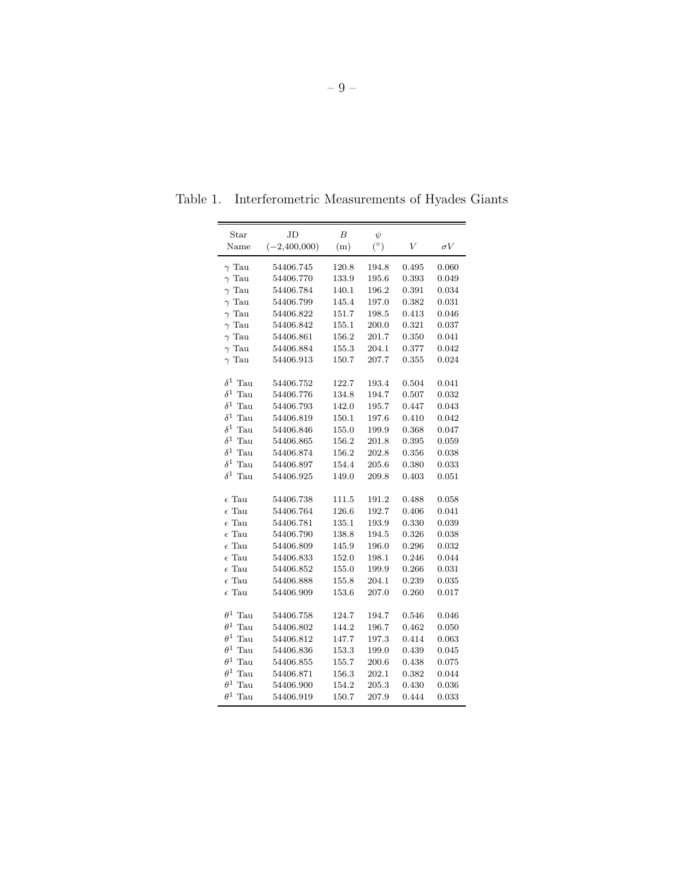Table 1. Interferometric Measurements of Hyades Giants

| Star Name | JD (−2,400,000) | $B$ (m) | $\psi$ (°) | $V$ | $\sigma V$ |
|---|---|---|---|---|---|
| $\gamma$ Tau | 54406.745 | 120.8 | 194.8 | 0.495 | 0.060 |
| $\gamma$ Tau | 54406.770 | 133.9 | 195.6 | 0.393 | 0.049 |
| $\gamma$ Tau | 54406.784 | 140.1 | 196.2 | 0.391 | 0.034 |
| $\gamma$ Tau | 54406.799 | 145.4 | 197.0 | 0.382 | 0.031 |
| $\gamma$ Tau | 54406.822 | 151.7 | 198.5 | 0.413 | 0.046 |
| $\gamma$ Tau | 54406.842 | 155.1 | 200.0 | 0.321 | 0.037 |
| $\gamma$ Tau | 54406.861 | 156.2 | 201.7 | 0.350 | 0.041 |
| $\gamma$ Tau | 54406.884 | 155.3 | 204.1 | 0.377 | 0.042 |
| $\gamma$ Tau | 54406.913 | 150.7 | 207.7 | 0.355 | 0.024 |
| $\delta^1$ Tau | 54406.752 | 122.7 | 193.4 | 0.504 | 0.041 |
| $\delta^1$ Tau | 54406.776 | 134.8 | 194.7 | 0.507 | 0.032 |
| $\delta^1$ Tau | 54406.793 | 142.0 | 195.7 | 0.447 | 0.043 |
| $\delta^1$ Tau | 54406.819 | 150.1 | 197.6 | 0.410 | 0.042 |
| $\delta^1$ Tau | 54406.846 | 155.0 | 199.9 | 0.368 | 0.047 |
| $\delta^1$ Tau | 54406.865 | 156.2 | 201.8 | 0.395 | 0.059 |
| $\delta^1$ Tau | 54406.874 | 156.2 | 202.8 | 0.356 | 0.038 |
| $\delta^1$ Tau | 54406.897 | 154.4 | 205.6 | 0.380 | 0.033 |
| $\delta^1$ Tau | 54406.925 | 149.0 | 209.8 | 0.403 | 0.051 |
| $\epsilon$ Tau | 54406.738 | 111.5 | 191.2 | 0.488 | 0.058 |
| $\epsilon$ Tau | 54406.764 | 126.6 | 192.7 | 0.406 | 0.041 |
| $\epsilon$ Tau | 54406.781 | 135.1 | 193.9 | 0.330 | 0.039 |
| $\epsilon$ Tau | 54406.790 | 138.8 | 194.5 | 0.326 | 0.038 |
| $\epsilon$ Tau | 54406.809 | 145.9 | 196.0 | 0.296 | 0.032 |
| $\epsilon$ Tau | 54406.833 | 152.0 | 198.1 | 0.246 | 0.044 |
| $\epsilon$ Tau | 54406.852 | 155.0 | 199.9 | 0.266 | 0.031 |
| $\epsilon$ Tau | 54406.888 | 155.8 | 204.1 | 0.239 | 0.035 |
| $\epsilon$ Tau | 54406.909 | 153.6 | 207.0 | 0.260 | 0.017 |
| $\theta^1$ Tau | 54406.758 | 124.7 | 194.7 | 0.546 | 0.046 |
| $\theta^1$ Tau | 54406.802 | 144.2 | 196.7 | 0.462 | 0.050 |
| $\theta^1$ Tau | 54406.812 | 147.7 | 197.3 | 0.414 | 0.063 |
| $\theta^1$ Tau | 54406.836 | 153.3 | 199.0 | 0.439 | 0.045 |
| $\theta^1$ Tau | 54406.855 | 155.7 | 200.6 | 0.438 | 0.075 |
| $\theta^1$ Tau | 54406.871 | 156.3 | 202.1 | 0.382 | 0.044 |
| $\theta^1$ Tau | 54406.900 | 154.2 | 205.3 | 0.430 | 0.036 |
| $\theta^1$ Tau | 54406.919 | 150.7 | 207.9 | 0.444 | 0.033 |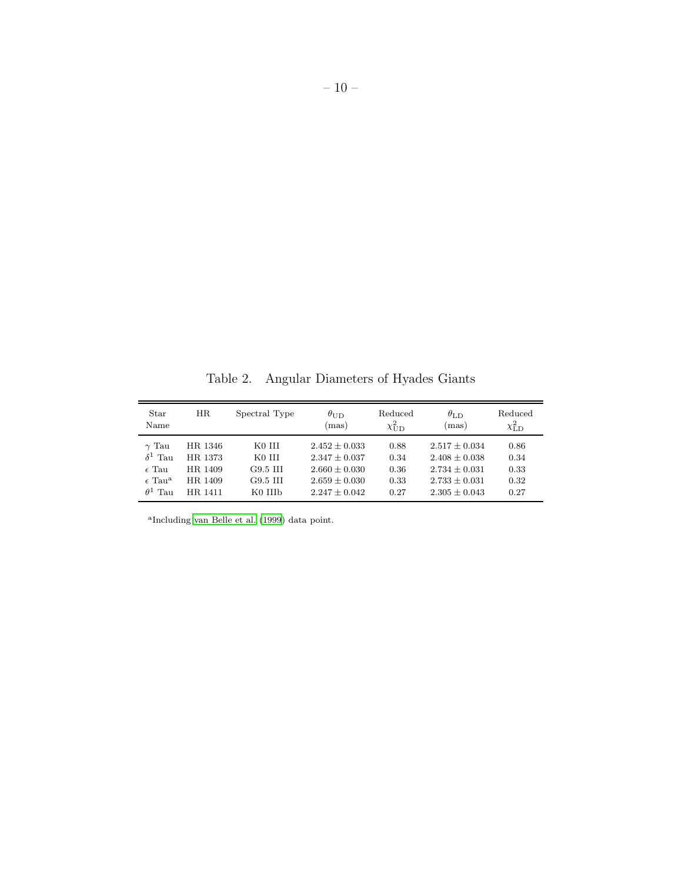Table 2. Angular Diameters of Hyades Giants

| Star Name | HR | Spectral Type | $\theta_{\rm UD}$ (mas) | Reduced $\chi^2_{\rm UD}$ | $\theta_{\rm LD}$ (mas) | Reduced $\chi^2_{\rm LD}$ |
|---|---|---|---|---|---|---|
| $\gamma$ Tau | HR 1346 | K0 III | $2.452 \pm 0.033$ | 0.88 | $2.517 \pm 0.034$ | 0.86 |
| $\delta^1$ Tau | HR 1373 | K0 III | $2.347 \pm 0.037$ | 0.34 | $2.408 \pm 0.038$ | 0.34 |
| $\epsilon$ Tau | HR 1409 | G9.5 III | $2.660 \pm 0.030$ | 0.36 | $2.734 \pm 0.031$ | 0.33 |
| $\epsilon$ Tau[a] | HR 1409 | G9.5 III | $2.659 \pm 0.030$ | 0.33 | $2.733 \pm 0.031$ | 0.32 |
| $\theta^1$ Tau | HR 1411 | K0 IIIb | $2.247 \pm 0.042$ | 0.27 | $2.305 \pm 0.043$ | 0.27 |

[a]Including van Belle et al. (1999) data point.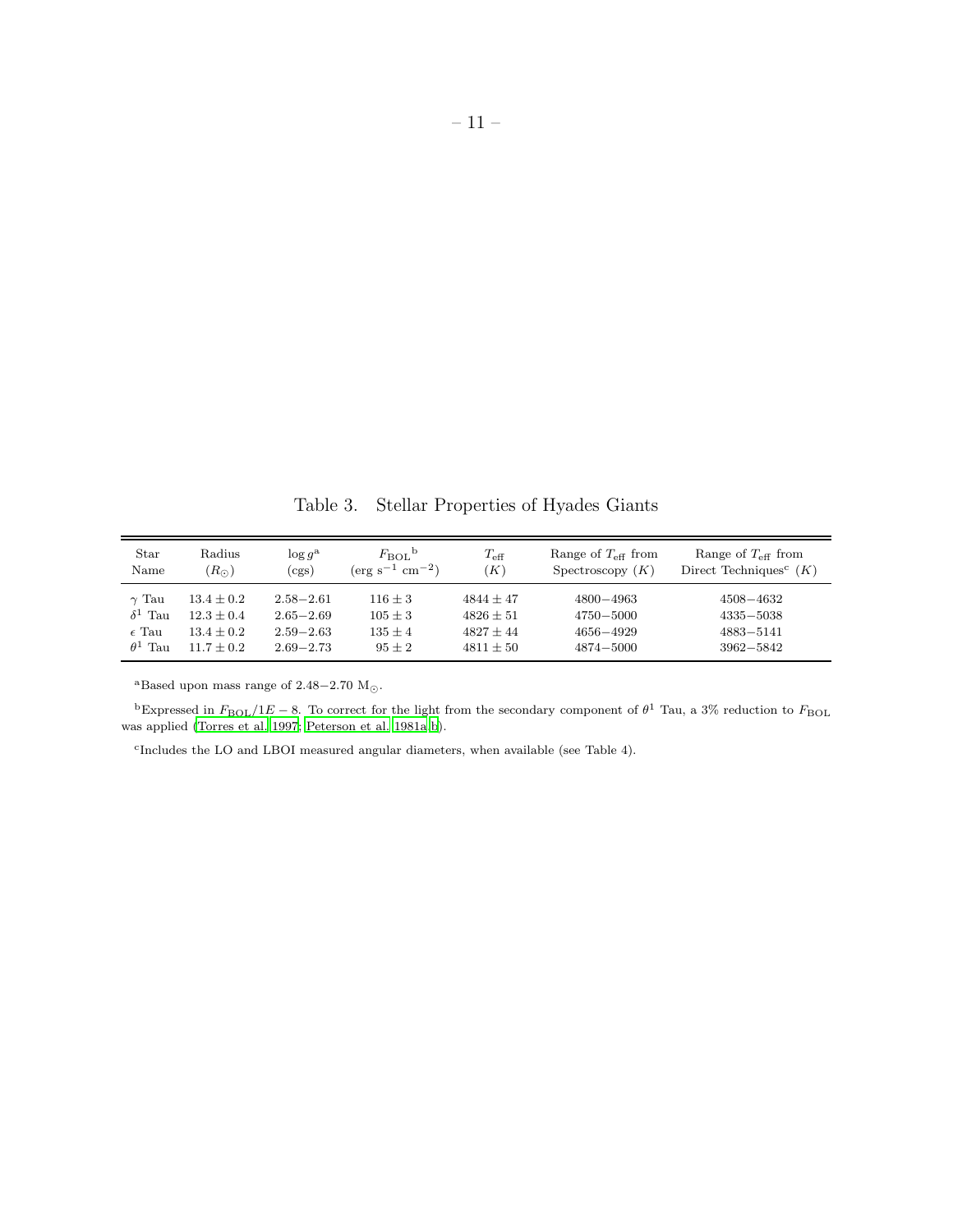Table 3. Stellar Properties of Hyades Giants

| Star Name | Radius ($R_\odot$) | $\log g$[a] (cgs) | $F_{\rm BOL}$[b] (erg s$^{-1}$ cm$^{-2}$) | $T_{\rm eff}$ ($K$) | Range of $T_{\rm eff}$ from Spectroscopy ($K$) | Range of $T_{\rm eff}$ from Direct Techniques[c] ($K$) |
|---|---|---|---|---|---|---|
| $\gamma$ Tau | $13.4 \pm 0.2$ | $2.58-2.61$ | $116 \pm 3$ | $4844 \pm 47$ | $4800-4963$ | $4508-4632$ |
| $\delta^1$ Tau | $12.3 \pm 0.4$ | $2.65-2.69$ | $105 \pm 3$ | $4826 \pm 51$ | $4750-5000$ | $4335-5038$ |
| $\epsilon$ Tau | $13.4 \pm 0.2$ | $2.59-2.63$ | $135 \pm 4$ | $4827 \pm 44$ | $4656-4929$ | $4883-5141$ |
| $\theta^1$ Tau | $11.7 \pm 0.2$ | $2.69-2.73$ | $95 \pm 2$ | $4811 \pm 50$ | $4874-5000$ | $3962-5842$ |

[a]Based upon mass range of $2.48-2.70$ $M_\odot$.

[b]Expressed in $F_{\rm BOL}/1E-8$. To correct for the light from the secondary component of $\theta^1$ Tau, a 3% reduction to $F_{\rm BOL}$ was applied (Torres et al. 1997; Peterson et al. 1981a,b).

[c]Includes the LO and LBOI measured angular diameters, when available (see Table 4).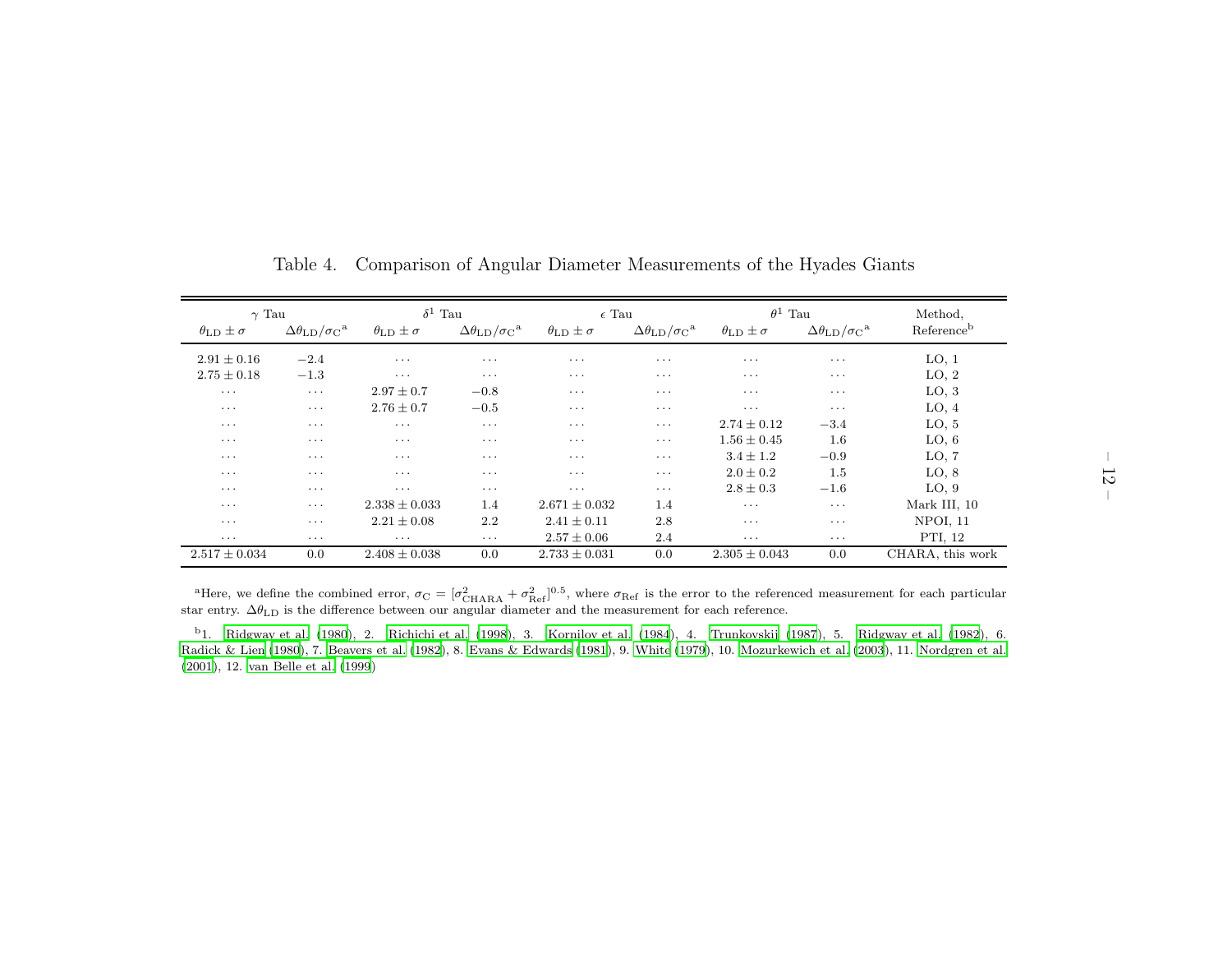Table 4. Comparison of Angular Diameter Measurements of the Hyades Giants

| $\gamma$ Tau | | $\delta^1$ Tau | | $\epsilon$ Tau | | $\theta^1$ Tau | | Method, |
|---|---|---|---|---|---|---|---|---|
| $\theta_{\rm LD} \pm \sigma$ | $\Delta\theta_{\rm LD}/\sigma_{\rm C}$[a] | $\theta_{\rm LD} \pm \sigma$ | $\Delta\theta_{\rm LD}/\sigma_{\rm C}$[a] | $\theta_{\rm LD} \pm \sigma$ | $\Delta\theta_{\rm LD}/\sigma_{\rm C}$[a] | $\theta_{\rm LD} \pm \sigma$ | $\Delta\theta_{\rm LD}/\sigma_{\rm C}$[a] | Reference[b] |
| $2.91 \pm 0.16$ | $-2.4$ | ··· | ··· | ··· | ··· | ··· | ··· | LO, 1 |
| $2.75 \pm 0.18$ | $-1.3$ | ··· | ··· | ··· | ··· | ··· | ··· | LO, 2 |
| ··· | ··· | $2.97 \pm 0.7$ | $-0.8$ | ··· | ··· | ··· | ··· | LO, 3 |
| ··· | ··· | $2.76 \pm 0.7$ | $-0.5$ | ··· | ··· | ··· | ··· | LO, 4 |
| ··· | ··· | ··· | ··· | ··· | ··· | $2.74 \pm 0.12$ | $-3.4$ | LO, 5 |
| ··· | ··· | ··· | ··· | ··· | ··· | $1.56 \pm 0.45$ | 1.6 | LO, 6 |
| ··· | ··· | ··· | ··· | ··· | ··· | $3.4 \pm 1.2$ | $-0.9$ | LO, 7 |
| ··· | ··· | ··· | ··· | ··· | ··· | $2.0 \pm 0.2$ | 1.5 | LO, 8 |
| ··· | ··· | ··· | ··· | ··· | ··· | $2.8 \pm 0.3$ | $-1.6$ | LO, 9 |
| ··· | ··· | $2.338 \pm 0.033$ | 1.4 | $2.671 \pm 0.032$ | 1.4 | ··· | ··· | Mark III, 10 |
| ··· | ··· | $2.21 \pm 0.08$ | 2.2 | $2.41 \pm 0.11$ | 2.8 | ··· | ··· | NPOI, 11 |
| ··· | ··· | ··· | ··· | $2.57 \pm 0.06$ | 2.4 | ··· | ··· | PTI, 12 |
| $2.517 \pm 0.034$ | 0.0 | $2.408 \pm 0.038$ | 0.0 | $2.733 \pm 0.031$ | 0.0 | $2.305 \pm 0.043$ | 0.0 | CHARA, this work |

[a]Here, we define the combined error, $\sigma_{\rm C} = [\sigma^2_{\rm CHARA} + \sigma^2_{\rm Ref}]^{0.5}$, where $\sigma_{\rm Ref}$ is the error to the referenced measurement for each particular star entry. $\Delta\theta_{\rm LD}$ is the difference between our angular diameter and the measurement for each reference.

[b]1. Ridgway et al. (1980), 2. Richichi et al. (1998), 3. Kornilov et al. (1984), 4. Trunkovskij (1987), 5. Ridgway et al. (1982), 6. Radick & Lien (1980), 7. Beavers et al. (1982), 8. Evans & Edwards (1981), 9. White (1979), 10. Mozurkewich et al. (2003), 11. Nordgren et al. (2001), 12. van Belle et al. (1999)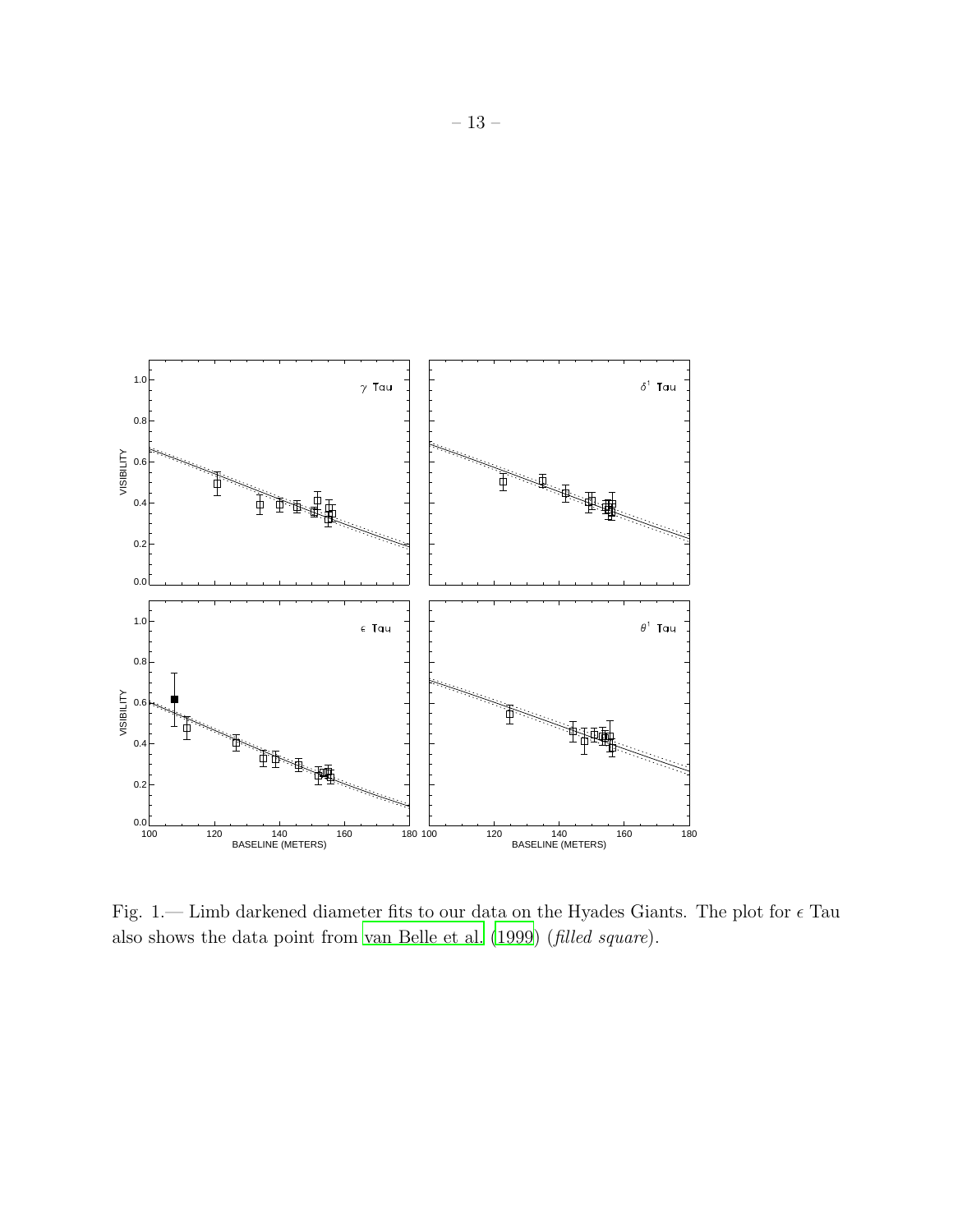Fig. 1.— Limb darkened diameter fits to our data on the Hyades Giants. The plot for $\epsilon$ Tau also shows the data point from van Belle et al. (1999) (*filled square*).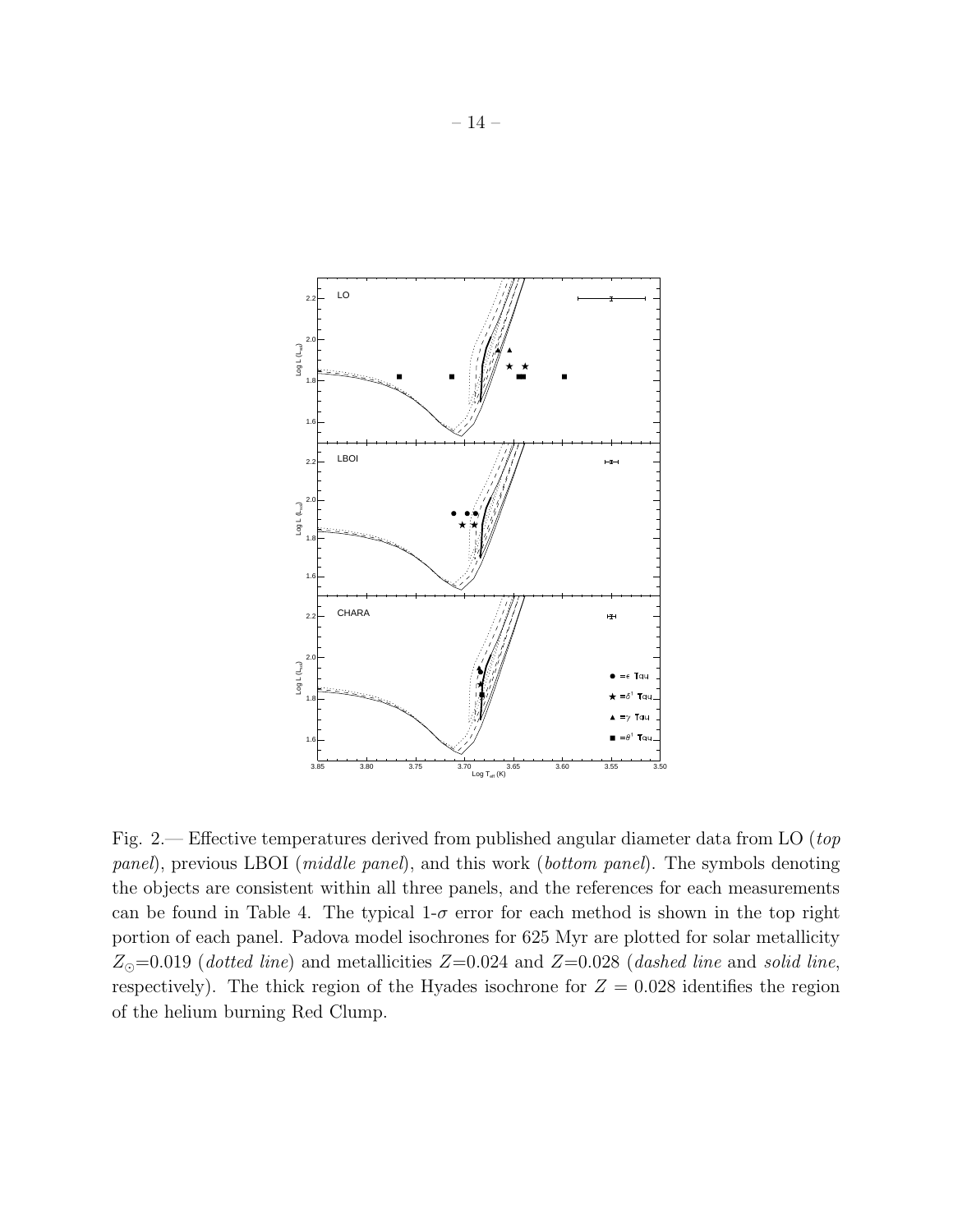LO

LBOI

CHARA

Log L ($L_{sol}$)

Log $T_{eff}$ (K)

3.85 3.80 3.75 3.70 3.65 3.60 3.55 3.50

● = $\epsilon$ Tau

★ = $\delta^1$ Tau

▲ = $\gamma$ Tau

■ = $\theta^1$ Tau

Fig. 2.— Effective temperatures derived from published angular diameter data from LO (*top panel*), previous LBOI (*middle panel*), and this work (*bottom panel*). The symbols denoting the objects are consistent within all three panels, and the references for each measurements can be found in Table 4. The typical 1-$\sigma$ error for each method is shown in the top right portion of each panel. Padova model isochrones for 625 Myr are plotted for solar metallicity $Z_{\odot}$=0.019 (*dotted line*) and metallicities $Z$=0.024 and $Z$=0.028 (*dashed line* and *solid line*, respectively). The thick region of the Hyades isochrone for $Z$ = 0.028 identifies the region of the helium burning Red Clump.